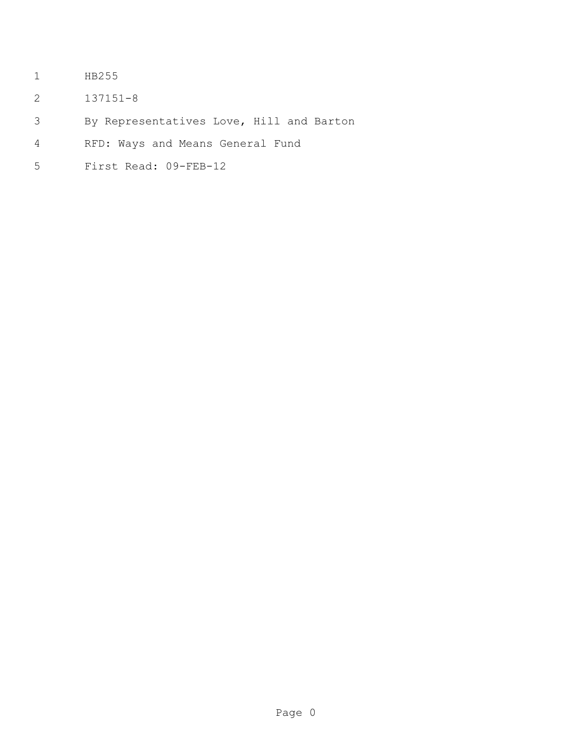HB255

137151-8

By Representatives Love, Hill and Barton

RFD: Ways and Means General Fund

First Read: 09-FEB-12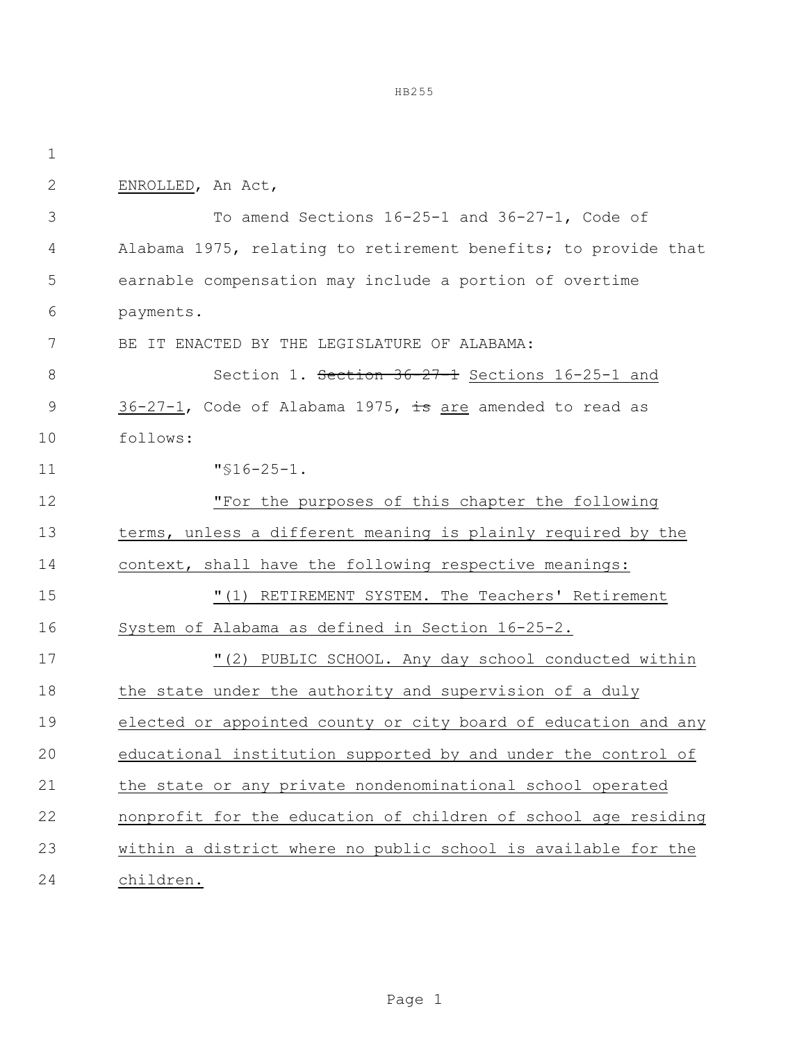ENROLLED, An Act,

To amend Sections 16-25-1 and 36-27-1, Code of Alabama 1975, relating to retirement benefits; to provide that earnable compensation may include a portion of overtime payments.

BE IT ENACTED BY THE LEGISLATURE OF ALABAMA:

Section 1. ~~Section 36-27-1~~ Sections 16-25-1 and 36-27-1, Code of Alabama 1975, ~~is~~ are amended to read as follows:

"§16-25-1.

"For the purposes of this chapter the following terms, unless a different meaning is plainly required by the context, shall have the following respective meanings:

"(1) RETIREMENT SYSTEM. The Teachers' Retirement System of Alabama as defined in Section 16-25-2.

"(2) PUBLIC SCHOOL. Any day school conducted within the state under the authority and supervision of a duly elected or appointed county or city board of education and any educational institution supported by and under the control of the state or any private nondenominational school operated nonprofit for the education of children of school age residing within a district where no public school is available for the children.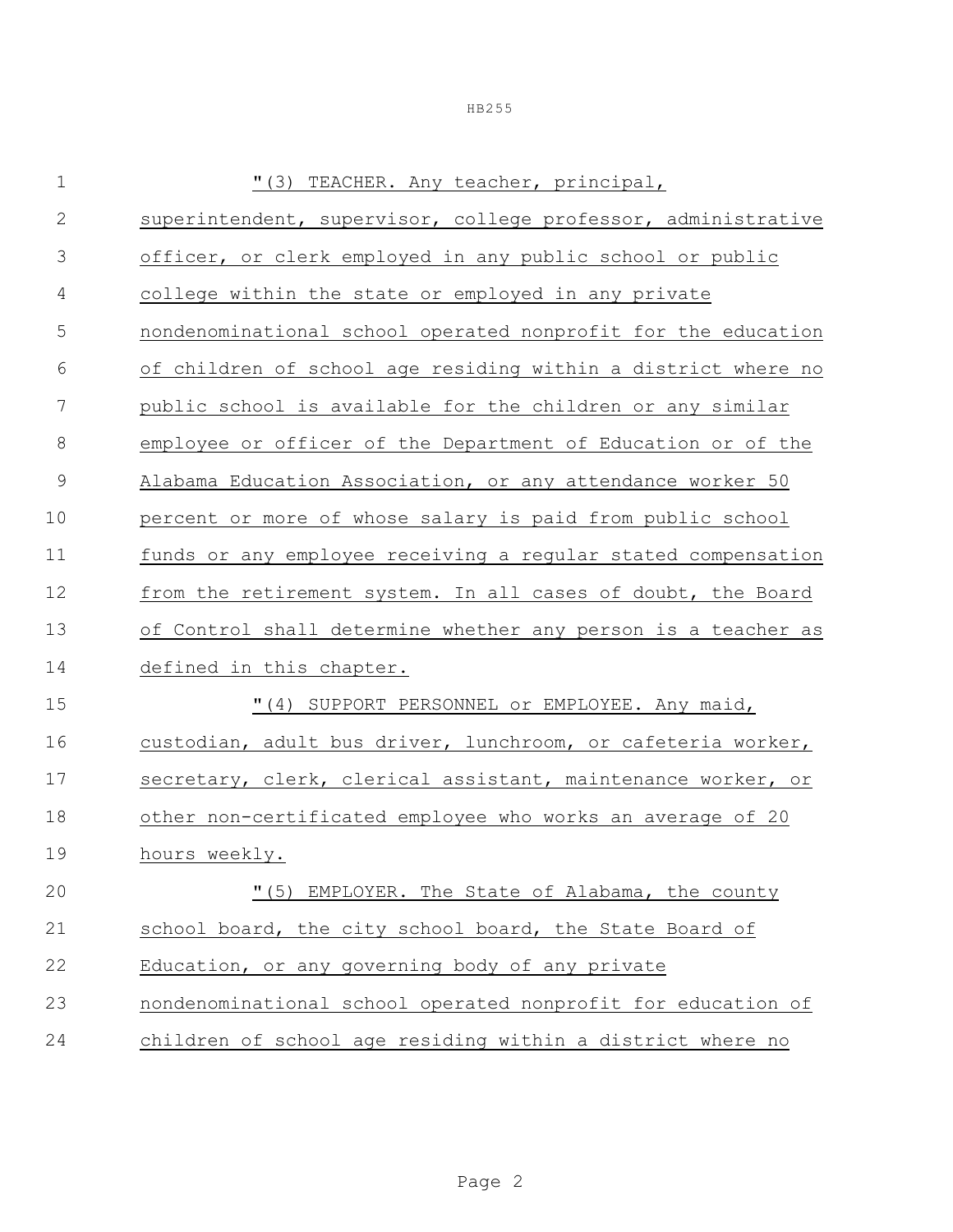"(3) TEACHER. Any teacher, principal, superintendent, supervisor, college professor, administrative officer, or clerk employed in any public school or public college within the state or employed in any private nondenominational school operated nonprofit for the education of children of school age residing within a district where no public school is available for the children or any similar employee or officer of the Department of Education or of the Alabama Education Association, or any attendance worker 50 percent or more of whose salary is paid from public school funds or any employee receiving a regular stated compensation from the retirement system. In all cases of doubt, the Board of Control shall determine whether any person is a teacher as defined in this chapter.

"(4) SUPPORT PERSONNEL or EMPLOYEE. Any maid, custodian, adult bus driver, lunchroom, or cafeteria worker, secretary, clerk, clerical assistant, maintenance worker, or other non-certificated employee who works an average of 20 hours weekly.

"(5) EMPLOYER. The State of Alabama, the county school board, the city school board, the State Board of Education, or any governing body of any private nondenominational school operated nonprofit for education of children of school age residing within a district where no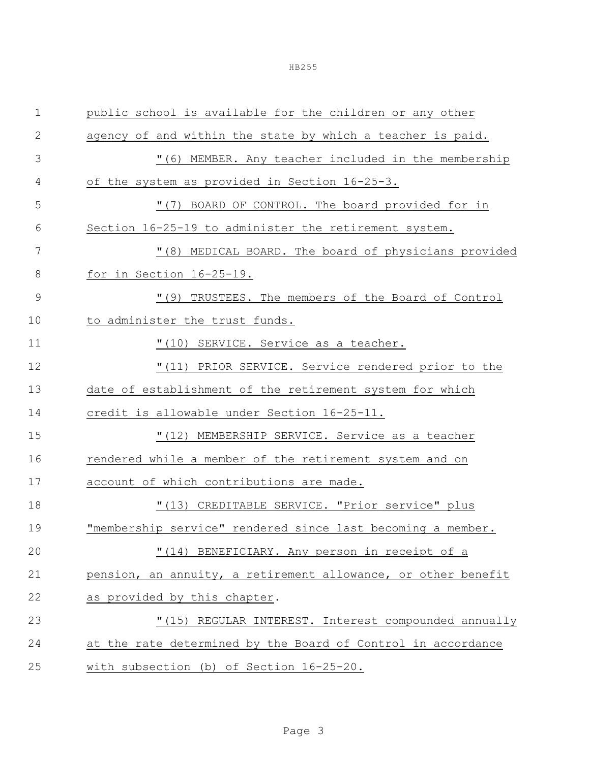public school is available for the children or any other agency of and within the state by which a teacher is paid.

"(6) MEMBER. Any teacher included in the membership of the system as provided in Section 16-25-3.

"(7) BOARD OF CONTROL. The board provided for in Section 16-25-19 to administer the retirement system.

"(8) MEDICAL BOARD. The board of physicians provided for in Section 16-25-19.

"(9) TRUSTEES. The members of the Board of Control to administer the trust funds.

"(10) SERVICE. Service as a teacher.

"(11) PRIOR SERVICE. Service rendered prior to the date of establishment of the retirement system for which credit is allowable under Section 16-25-11.

"(12) MEMBERSHIP SERVICE. Service as a teacher rendered while a member of the retirement system and on account of which contributions are made.

"(13) CREDITABLE SERVICE. "Prior service" plus "membership service" rendered since last becoming a member.

"(14) BENEFICIARY. Any person in receipt of a pension, an annuity, a retirement allowance, or other benefit as provided by this chapter.

"(15) REGULAR INTEREST. Interest compounded annually at the rate determined by the Board of Control in accordance with subsection (b) of Section 16-25-20.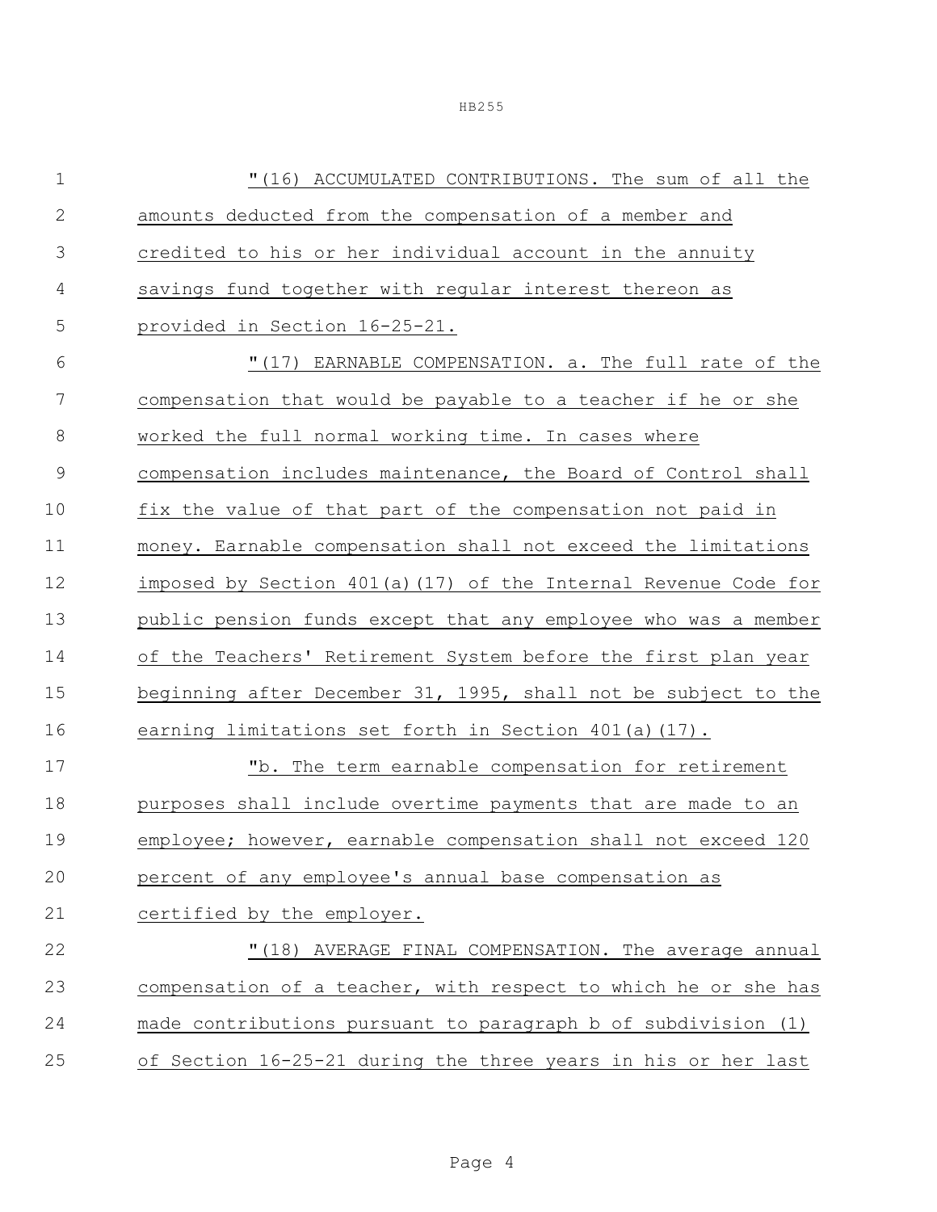"(16) ACCUMULATED CONTRIBUTIONS. The sum of all the amounts deducted from the compensation of a member and credited to his or her individual account in the annuity savings fund together with regular interest thereon as provided in Section 16-25-21.

"(17) EARNABLE COMPENSATION. a. The full rate of the compensation that would be payable to a teacher if he or she worked the full normal working time. In cases where compensation includes maintenance, the Board of Control shall fix the value of that part of the compensation not paid in money. Earnable compensation shall not exceed the limitations imposed by Section 401(a)(17) of the Internal Revenue Code for public pension funds except that any employee who was a member of the Teachers' Retirement System before the first plan year beginning after December 31, 1995, shall not be subject to the earning limitations set forth in Section 401(a)(17).

"b. The term earnable compensation for retirement purposes shall include overtime payments that are made to an employee; however, earnable compensation shall not exceed 120 percent of any employee's annual base compensation as certified by the employer.

"(18) AVERAGE FINAL COMPENSATION. The average annual compensation of a teacher, with respect to which he or she has made contributions pursuant to paragraph b of subdivision (1) of Section 16-25-21 during the three years in his or her last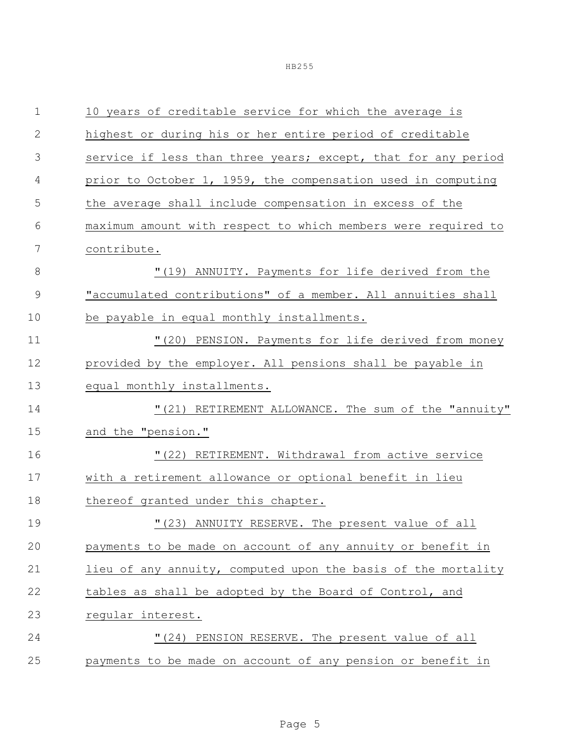10 years of creditable service for which the average is highest or during his or her entire period of creditable service if less than three years; except, that for any period prior to October 1, 1959, the compensation used in computing the average shall include compensation in excess of the maximum amount with respect to which members were required to contribute.

"(19) ANNUITY. Payments for life derived from the "accumulated contributions" of a member. All annuities shall be payable in equal monthly installments.

"(20) PENSION. Payments for life derived from money provided by the employer. All pensions shall be payable in equal monthly installments.

"(21) RETIREMENT ALLOWANCE. The sum of the "annuity" and the "pension."

"(22) RETIREMENT. Withdrawal from active service with a retirement allowance or optional benefit in lieu thereof granted under this chapter.

"(23) ANNUITY RESERVE. The present value of all payments to be made on account of any annuity or benefit in lieu of any annuity, computed upon the basis of the mortality tables as shall be adopted by the Board of Control, and regular interest.

"(24) PENSION RESERVE. The present value of all payments to be made on account of any pension or benefit in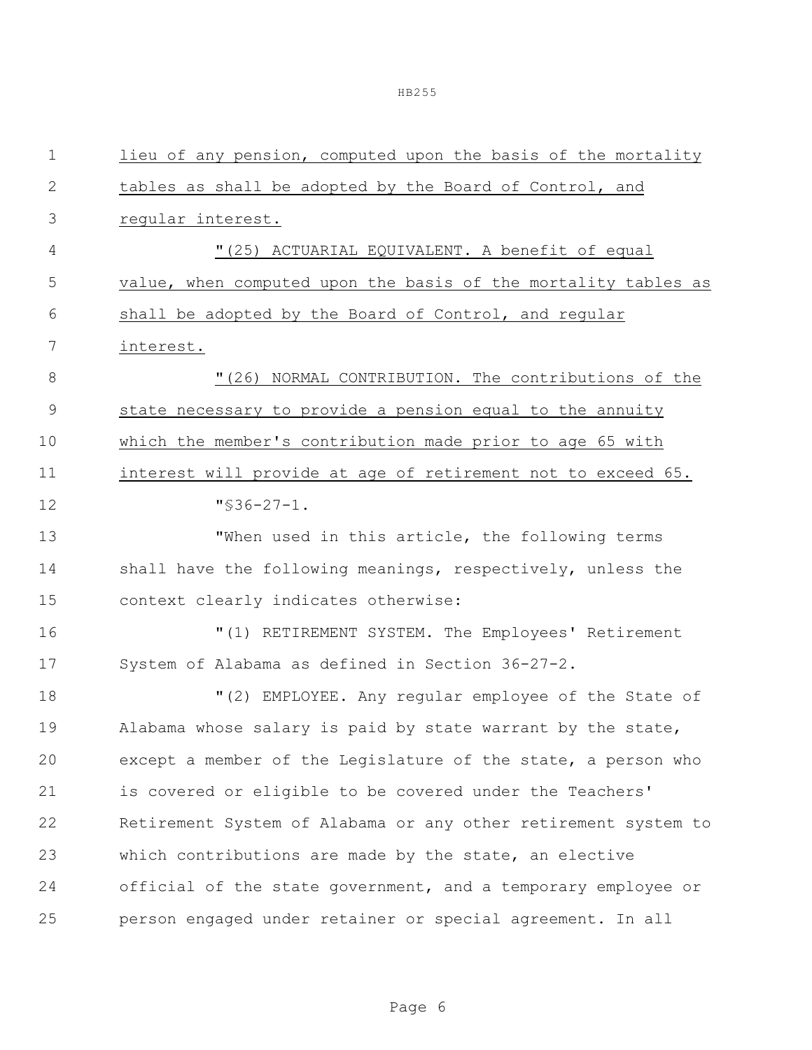lieu of any pension, computed upon the basis of the mortality tables as shall be adopted by the Board of Control, and regular interest.

"(25) ACTUARIAL EQUIVALENT. A benefit of equal value, when computed upon the basis of the mortality tables as shall be adopted by the Board of Control, and regular interest.

"(26) NORMAL CONTRIBUTION. The contributions of the state necessary to provide a pension equal to the annuity which the member's contribution made prior to age 65 with interest will provide at age of retirement not to exceed 65.

"§36-27-1.

"When used in this article, the following terms shall have the following meanings, respectively, unless the context clearly indicates otherwise:

"(1) RETIREMENT SYSTEM. The Employees' Retirement System of Alabama as defined in Section 36-27-2.

"(2) EMPLOYEE. Any regular employee of the State of Alabama whose salary is paid by state warrant by the state, except a member of the Legislature of the state, a person who is covered or eligible to be covered under the Teachers' Retirement System of Alabama or any other retirement system to which contributions are made by the state, an elective official of the state government, and a temporary employee or person engaged under retainer or special agreement. In all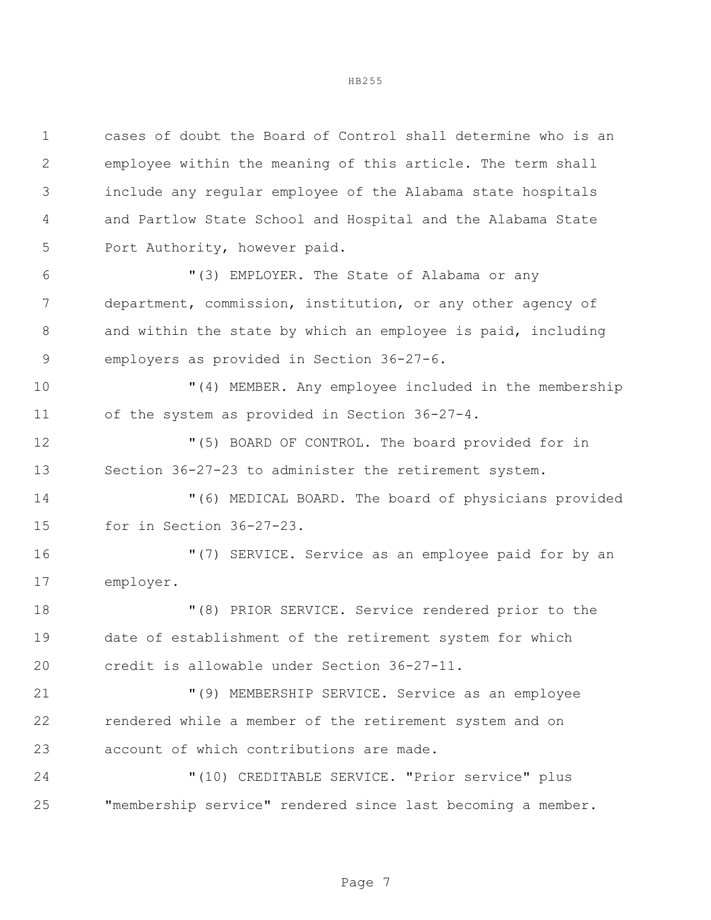cases of doubt the Board of Control shall determine who is an employee within the meaning of this article. The term shall include any regular employee of the Alabama state hospitals and Partlow State School and Hospital and the Alabama State Port Authority, however paid.

"(3) EMPLOYER. The State of Alabama or any department, commission, institution, or any other agency of and within the state by which an employee is paid, including employers as provided in Section 36-27-6.

"(4) MEMBER. Any employee included in the membership of the system as provided in Section 36-27-4.

"(5) BOARD OF CONTROL. The board provided for in Section 36-27-23 to administer the retirement system.

"(6) MEDICAL BOARD. The board of physicians provided for in Section 36-27-23.

"(7) SERVICE. Service as an employee paid for by an employer.

"(8) PRIOR SERVICE. Service rendered prior to the date of establishment of the retirement system for which credit is allowable under Section 36-27-11.

"(9) MEMBERSHIP SERVICE. Service as an employee rendered while a member of the retirement system and on account of which contributions are made.

"(10) CREDITABLE SERVICE. "Prior service" plus "membership service" rendered since last becoming a member.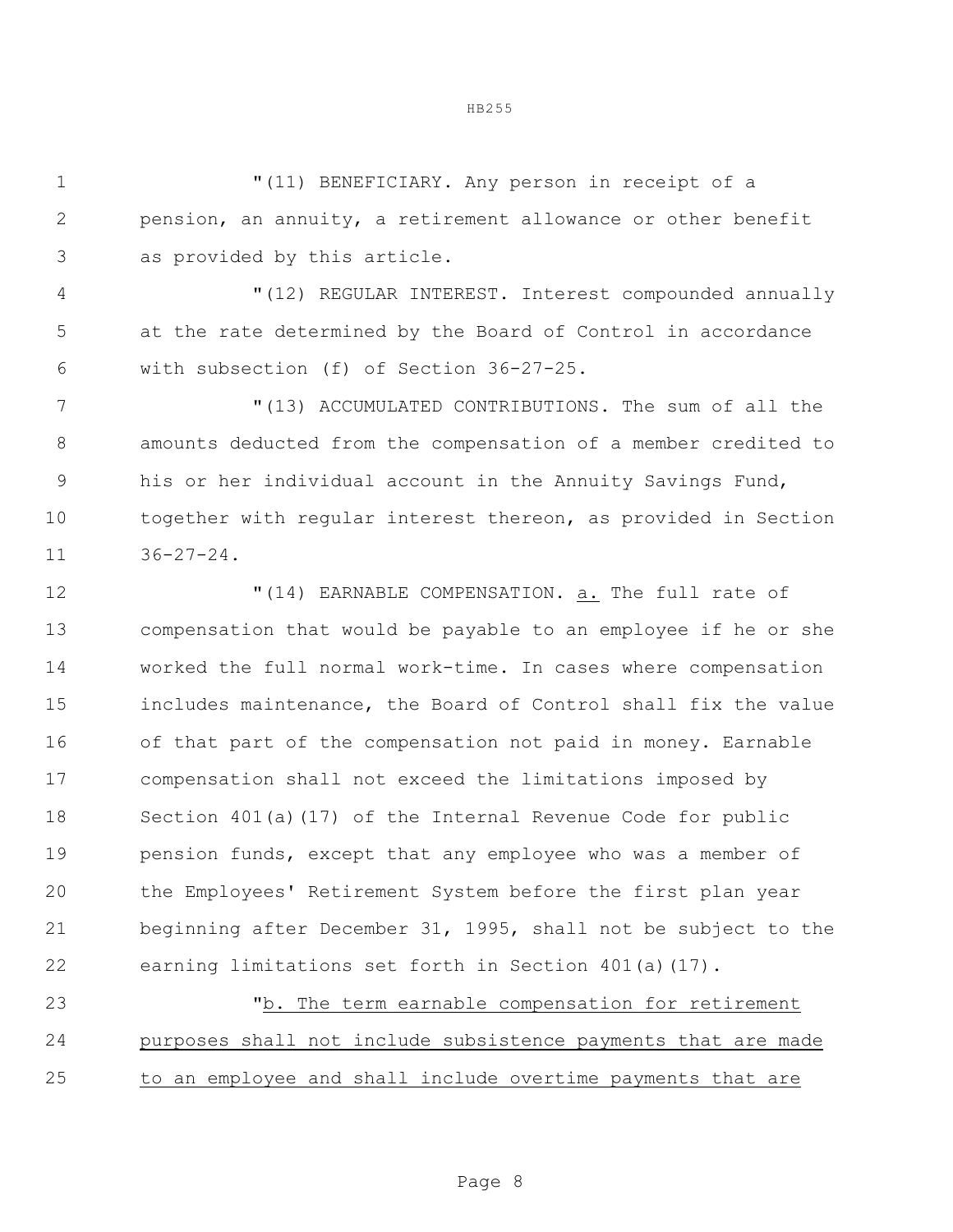"(11) BENEFICIARY. Any person in receipt of a pension, an annuity, a retirement allowance or other benefit as provided by this article.

"(12) REGULAR INTEREST. Interest compounded annually at the rate determined by the Board of Control in accordance with subsection (f) of Section 36-27-25.

"(13) ACCUMULATED CONTRIBUTIONS. The sum of all the amounts deducted from the compensation of a member credited to his or her individual account in the Annuity Savings Fund, together with regular interest thereon, as provided in Section 36-27-24.

"(14) EARNABLE COMPENSATION. <u>a.</u> The full rate of compensation that would be payable to an employee if he or she worked the full normal work-time. In cases where compensation includes maintenance, the Board of Control shall fix the value of that part of the compensation not paid in money. Earnable compensation shall not exceed the limitations imposed by Section 401(a)(17) of the Internal Revenue Code for public pension funds, except that any employee who was a member of the Employees' Retirement System before the first plan year beginning after December 31, 1995, shall not be subject to the earning limitations set forth in Section 401(a)(17).

"<u>b. The term earnable compensation for retirement purposes shall not include subsistence payments that are made to an employee and shall include overtime payments that are</u>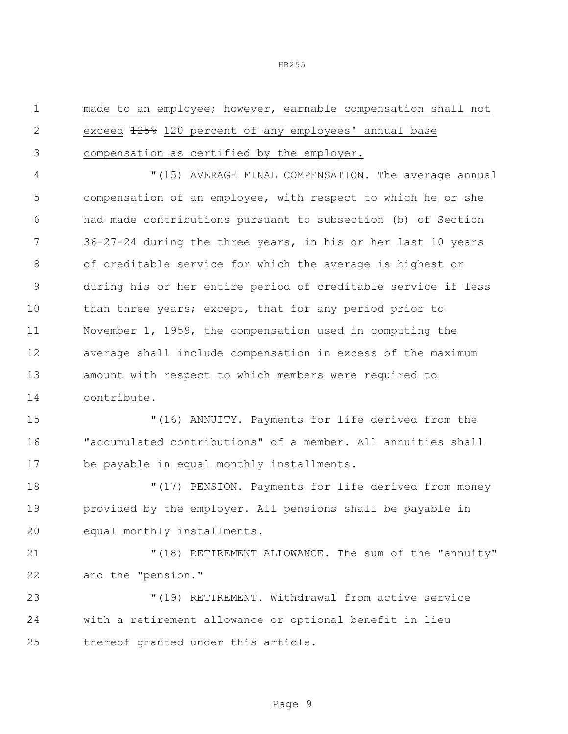made to an employee; however, earnable compensation shall not exceed ~~125%~~ 120 percent of any employees' annual base compensation as certified by the employer.

"(15) AVERAGE FINAL COMPENSATION. The average annual compensation of an employee, with respect to which he or she had made contributions pursuant to subsection (b) of Section 36-27-24 during the three years, in his or her last 10 years of creditable service for which the average is highest or during his or her entire period of creditable service if less than three years; except, that for any period prior to November 1, 1959, the compensation used in computing the average shall include compensation in excess of the maximum amount with respect to which members were required to contribute.

"(16) ANNUITY. Payments for life derived from the "accumulated contributions" of a member. All annuities shall be payable in equal monthly installments.

"(17) PENSION. Payments for life derived from money provided by the employer. All pensions shall be payable in equal monthly installments.

"(18) RETIREMENT ALLOWANCE. The sum of the "annuity" and the "pension."

"(19) RETIREMENT. Withdrawal from active service with a retirement allowance or optional benefit in lieu thereof granted under this article.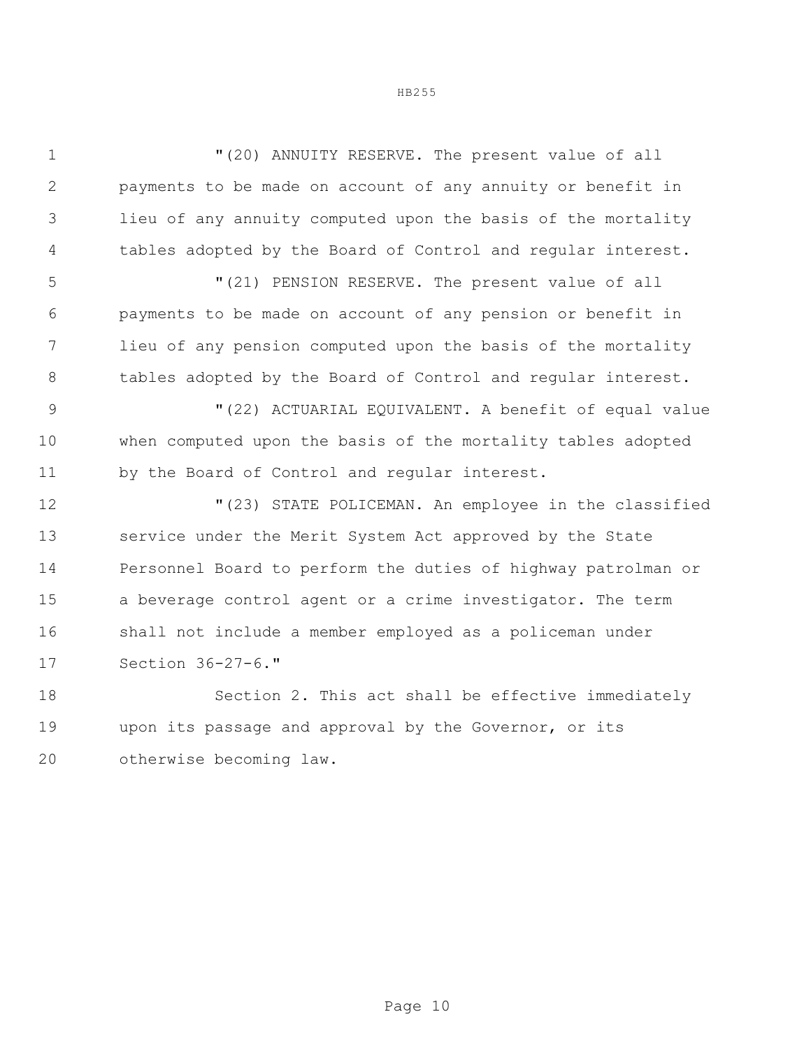"(20) ANNUITY RESERVE. The present value of all payments to be made on account of any annuity or benefit in lieu of any annuity computed upon the basis of the mortality tables adopted by the Board of Control and regular interest.

"(21) PENSION RESERVE. The present value of all payments to be made on account of any pension or benefit in lieu of any pension computed upon the basis of the mortality tables adopted by the Board of Control and regular interest.

"(22) ACTUARIAL EQUIVALENT. A benefit of equal value when computed upon the basis of the mortality tables adopted by the Board of Control and regular interest.

"(23) STATE POLICEMAN. An employee in the classified service under the Merit System Act approved by the State Personnel Board to perform the duties of highway patrolman or a beverage control agent or a crime investigator. The term shall not include a member employed as a policeman under Section 36-27-6."

Section 2. This act shall be effective immediately upon its passage and approval by the Governor, or its otherwise becoming law.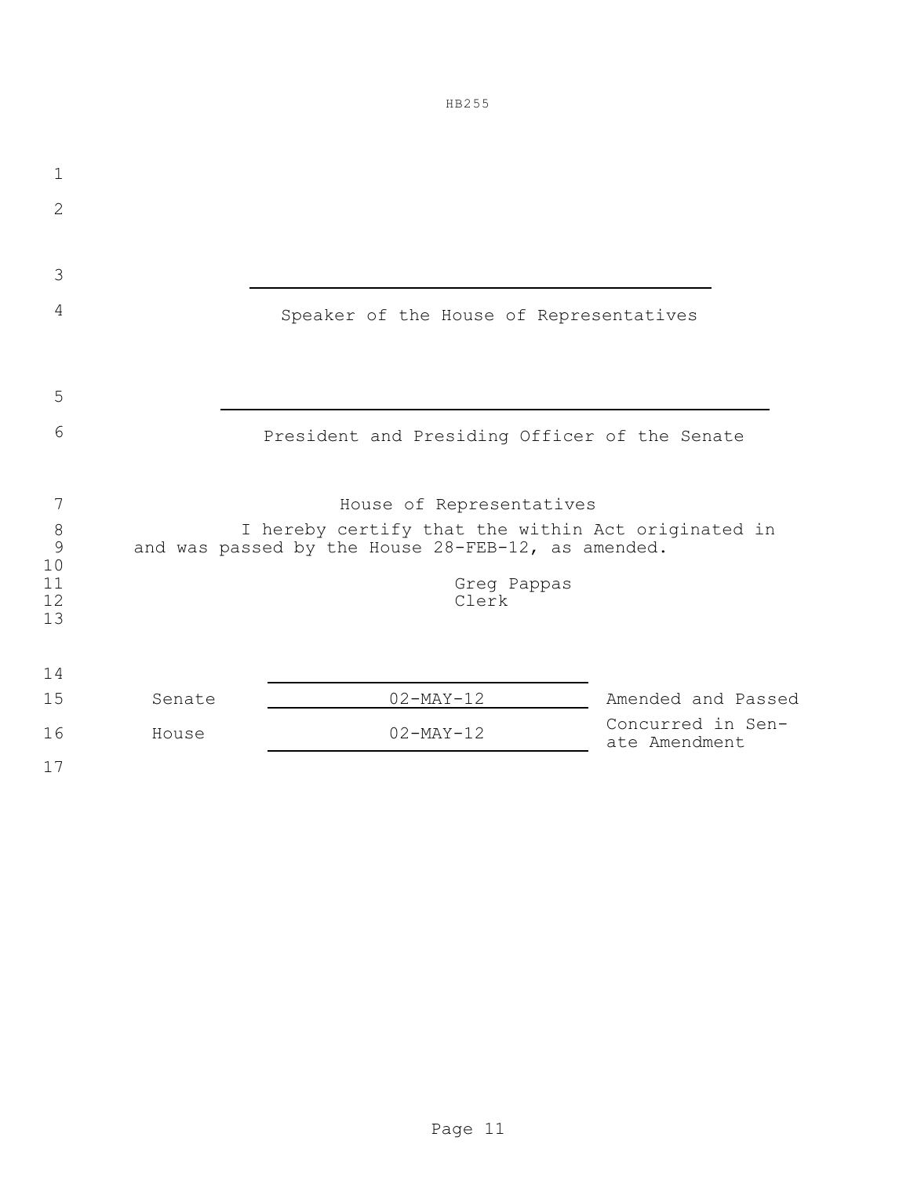\_\_\_\_\_\_\_\_\_\_\_\_\_\_\_\_\_\_\_\_\_\_\_\_\_\_\_\_\_\_\_\_\_\_\_\_\_\_\_\_

Speaker of the House of Representatives

\_\_\_\_\_\_\_\_\_\_\_\_\_\_\_\_\_\_\_\_\_\_\_\_\_\_\_\_\_\_\_\_\_\_\_\_\_\_\_\_

President and Presiding Officer of the Senate

House of Representatives

I hereby certify that the within Act originated in and was passed by the House 28-FEB-12, as amended.

Greg Pappas
Clerk

| | | |
|---|---|---|
| Senate | 02-MAY-12 | Amended and Passed |
| House | 02-MAY-12 | Concurred in Senate Amendment |